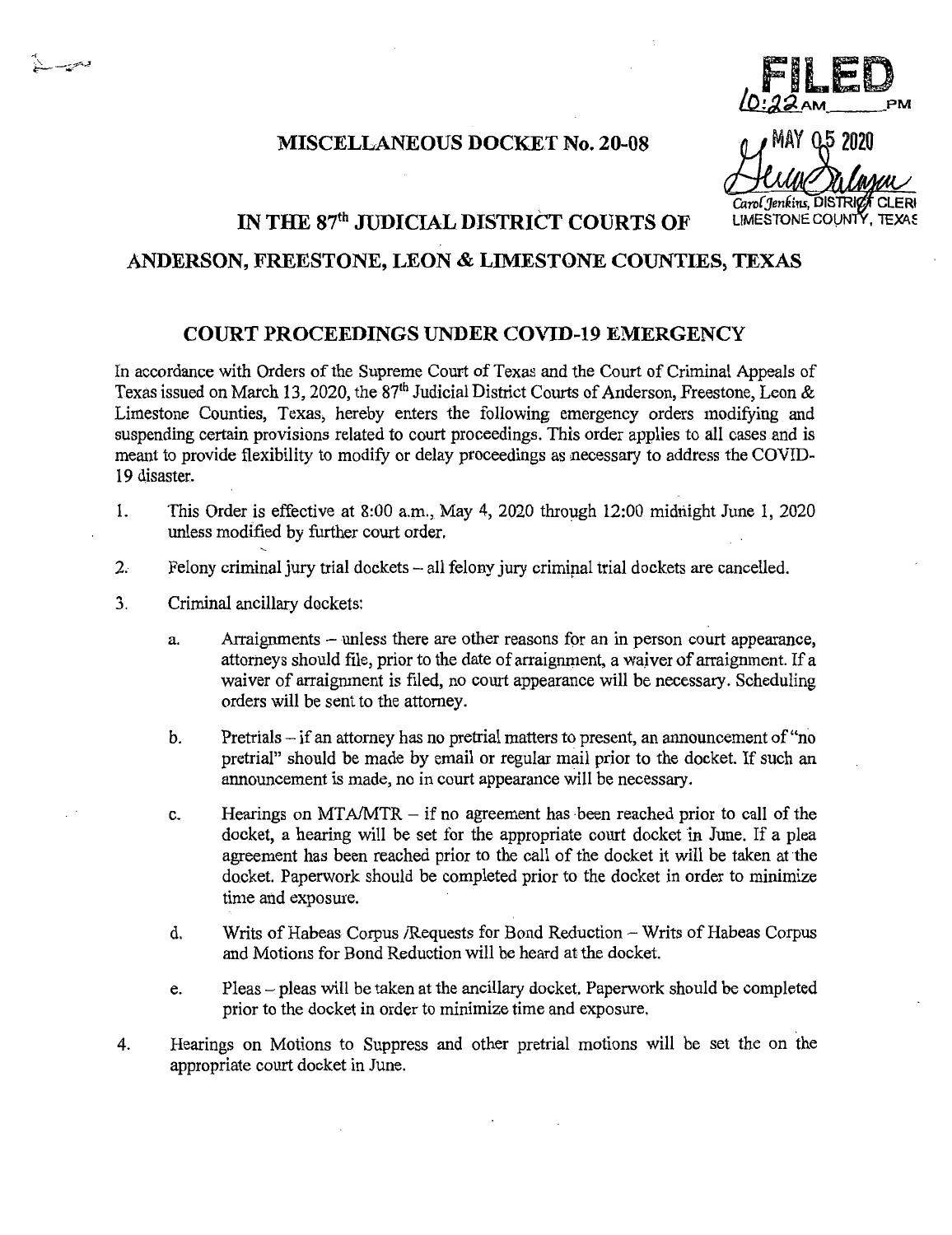FILED 10:22 AM ____ PM

MAY 05 2020

Carol Jenkins, DISTRICT CLERK
LIMESTONE COUNTY, TEXAS

## MISCELLANEOUS DOCKET No. 20-08

## IN THE 87th JUDICIAL DISTRICT COURTS OF ANDERSON, FREESTONE, LEON & LIMESTONE COUNTIES, TEXAS

## COURT PROCEEDINGS UNDER COVID-19 EMERGENCY

In accordance with Orders of the Supreme Court of Texas and the Court of Criminal Appeals of Texas issued on March 13, 2020, the 87th Judicial District Courts of Anderson, Freestone, Leon & Limestone Counties, Texas, hereby enters the following emergency orders modifying and suspending certain provisions related to court proceedings. This order applies to all cases and is meant to provide flexibility to modify or delay proceedings as necessary to address the COVID-19 disaster.

1. This Order is effective at 8:00 a.m., May 4, 2020 through 12:00 midnight June 1, 2020 unless modified by further court order.

2. Felony criminal jury trial dockets – all felony jury criminal trial dockets are cancelled.

3. Criminal ancillary dockets:

   a. Arraignments – unless there are other reasons for an in person court appearance, attorneys should file, prior to the date of arraignment, a waiver of arraignment. If a waiver of arraignment is filed, no court appearance will be necessary. Scheduling orders will be sent to the attorney.

   b. Pretrials – if an attorney has no pretrial matters to present, an announcement of "no pretrial" should be made by email or regular mail prior to the docket. If such an announcement is made, no in court appearance will be necessary.

   c. Hearings on MTA/MTR – if no agreement has been reached prior to call of the docket, a hearing will be set for the appropriate court docket in June. If a plea agreement has been reached prior to the call of the docket it will be taken at the docket. Paperwork should be completed prior to the docket in order to minimize time and exposure.

   d. Writs of Habeas Corpus /Requests for Bond Reduction – Writs of Habeas Corpus and Motions for Bond Reduction will be heard at the docket.

   e. Pleas – pleas will be taken at the ancillary docket. Paperwork should be completed prior to the docket in order to minimize time and exposure.

4. Hearings on Motions to Suppress and other pretrial motions will be set the on the appropriate court docket in June.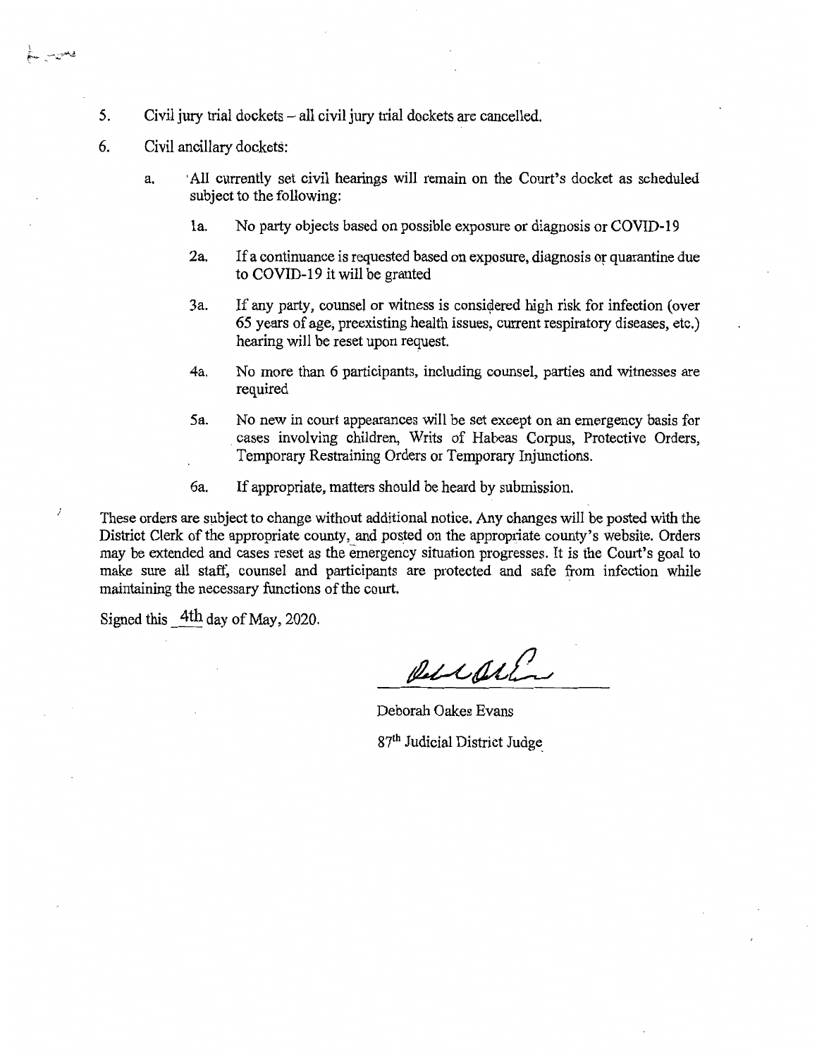5. Civil jury trial dockets – all civil jury trial dockets are cancelled.

6. Civil ancillary dockets:

   a. All currently set civil hearings will remain on the Court's docket as scheduled subject to the following:

      1a. No party objects based on possible exposure or diagnosis or COVID-19

      2a. If a continuance is requested based on exposure, diagnosis or quarantine due to COVID-19 it will be granted

      3a. If any party, counsel or witness is considered high risk for infection (over 65 years of age, preexisting health issues, current respiratory diseases, etc.) hearing will be reset upon request.

      4a. No more than 6 participants, including counsel, parties and witnesses are required

      5a. No new in court appearances will be set except on an emergency basis for cases involving children, Writs of Habeas Corpus, Protective Orders, Temporary Restraining Orders or Temporary Injunctions.

      6a. If appropriate, matters should be heard by submission.

These orders are subject to change without additional notice. Any changes will be posted with the District Clerk of the appropriate county, and posted on the appropriate county's website. Orders may be extended and cases reset as the emergency situation progresses. It is the Court's goal to make sure all staff, counsel and participants are protected and safe from infection while maintaining the necessary functions of the court.

Signed this 4th day of May, 2020.

Deborah Oakes Evans

87th Judicial District Judge